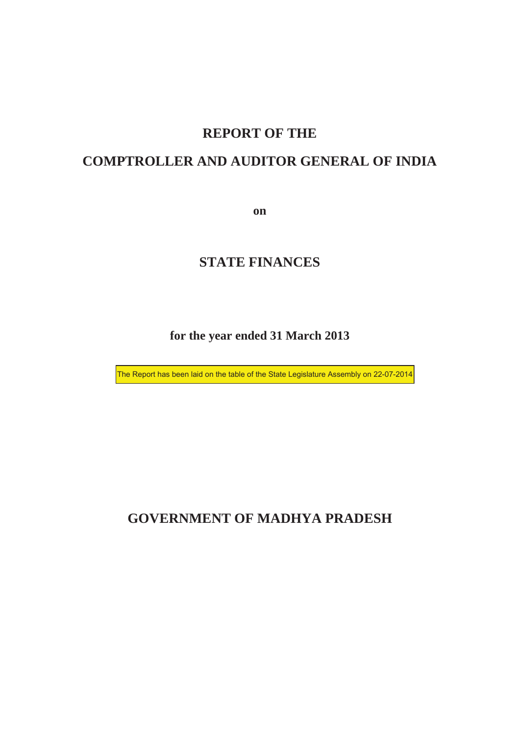# REPORT OF THE

# COMPTROLLER AND AUDITOR GENERAL OF INDIA

**on**

# STATE FINANCES

**for the year ended 31 March 2013**

The Report has been laid on the table of the State Legislature Assembly on 22-07-2014

# GOVERNMENT OF MADHYA PRADESH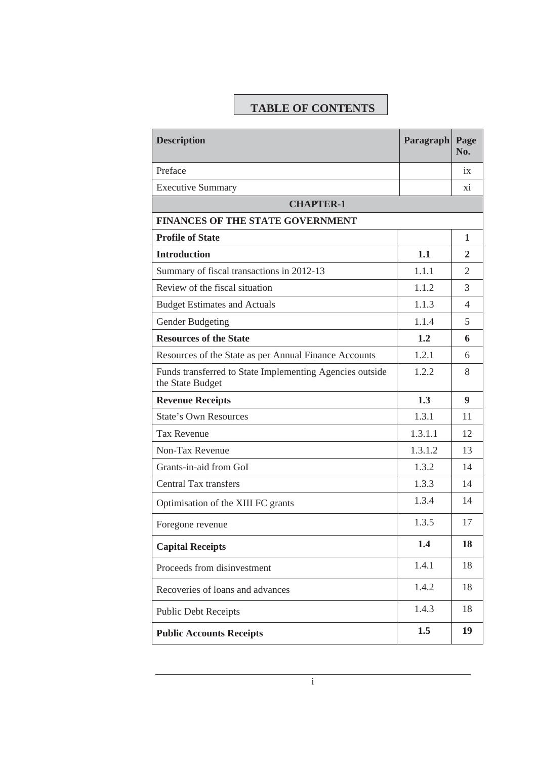# TABLE OF CONTENTS

| Description | Paragraph | Page No. |
|---|---|---|
| Preface | | ix |
| Executive Summary | | xi |
| **CHAPTER-1** | | |
| **FINANCES OF THE STATE GOVERNMENT** | | |
| **Profile of State** | | **1** |
| **Introduction** | **1.1** | **2** |
| Summary of fiscal transactions in 2012-13 | 1.1.1 | 2 |
| Review of the fiscal situation | 1.1.2 | 3 |
| Budget Estimates and Actuals | 1.1.3 | 4 |
| Gender Budgeting | 1.1.4 | 5 |
| **Resources of the State** | **1.2** | **6** |
| Resources of the State as per Annual Finance Accounts | 1.2.1 | 6 |
| Funds transferred to State Implementing Agencies outside the State Budget | 1.2.2 | 8 |
| **Revenue Receipts** | **1.3** | **9** |
| State's Own Resources | 1.3.1 | 11 |
| Tax Revenue | 1.3.1.1 | 12 |
| Non-Tax Revenue | 1.3.1.2 | 13 |
| Grants-in-aid from GoI | 1.3.2 | 14 |
| Central Tax transfers | 1.3.3 | 14 |
| Optimisation of the XIII FC grants | 1.3.4 | 14 |
| Foregone revenue | 1.3.5 | 17 |
| **Capital Receipts** | **1.4** | **18** |
| Proceeds from disinvestment | 1.4.1 | 18 |
| Recoveries of loans and advances | 1.4.2 | 18 |
| Public Debt Receipts | 1.4.3 | 18 |
| **Public Accounts Receipts** | **1.5** | **19** |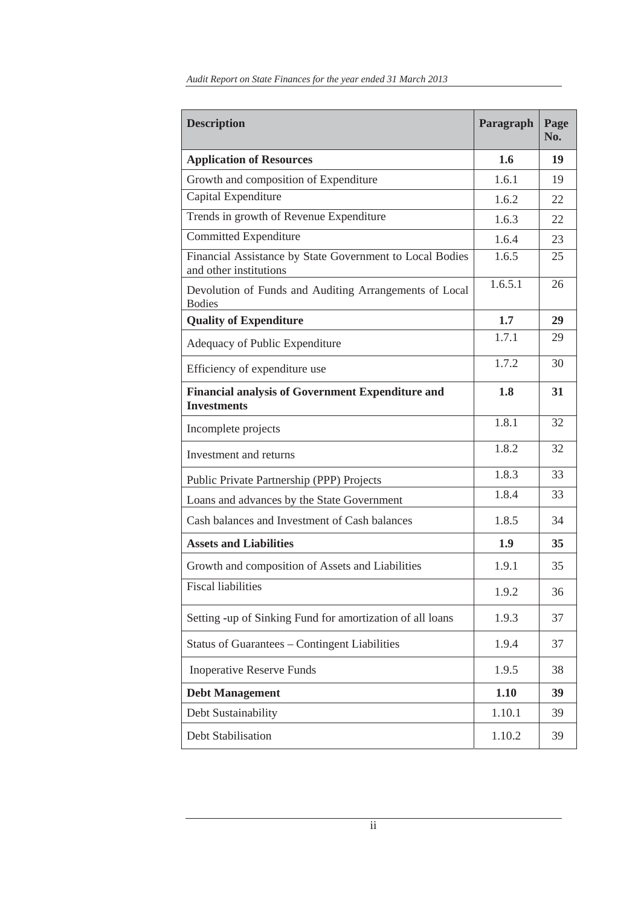| Description | Paragraph | Page No. |
|---|---|---|
| **Application of Resources** | **1.6** | **19** |
| Growth and composition of Expenditure | 1.6.1 | 19 |
| Capital Expenditure | 1.6.2 | 22 |
| Trends in growth of Revenue Expenditure | 1.6.3 | 22 |
| Committed Expenditure | 1.6.4 | 23 |
| Financial Assistance by State Government to Local Bodies and other institutions | 1.6.5 | 25 |
| Devolution of Funds and Auditing Arrangements of Local Bodies | 1.6.5.1 | 26 |
| **Quality of Expenditure** | **1.7** | **29** |
| Adequacy of Public Expenditure | 1.7.1 | 29 |
| Efficiency of expenditure use | 1.7.2 | 30 |
| **Financial analysis of Government Expenditure and Investments** | **1.8** | **31** |
| Incomplete projects | 1.8.1 | 32 |
| Investment and returns | 1.8.2 | 32 |
| Public Private Partnership (PPP) Projects | 1.8.3 | 33 |
| Loans and advances by the State Government | 1.8.4 | 33 |
| Cash balances and Investment of Cash balances | 1.8.5 | 34 |
| **Assets and Liabilities** | **1.9** | **35** |
| Growth and composition of Assets and Liabilities | 1.9.1 | 35 |
| Fiscal liabilities | 1.9.2 | 36 |
| Setting -up of Sinking Fund for amortization of all loans | 1.9.3 | 37 |
| Status of Guarantees – Contingent Liabilities | 1.9.4 | 37 |
| Inoperative Reserve Funds | 1.9.5 | 38 |
| **Debt Management** | **1.10** | **39** |
| Debt Sustainability | 1.10.1 | 39 |
| Debt Stabilisation | 1.10.2 | 39 |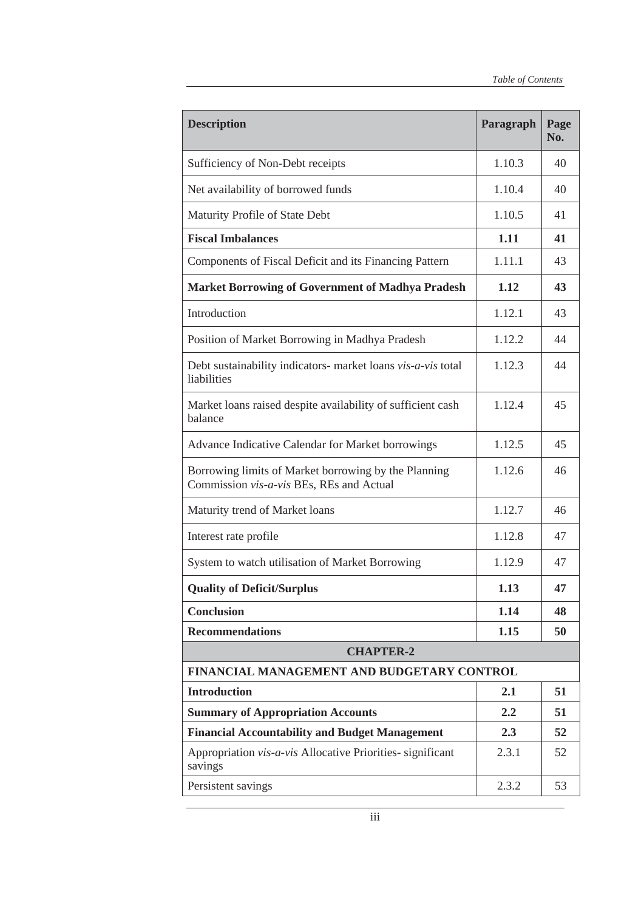| Description | Paragraph | Page No. |
|---|---|---|
| Sufficiency of Non-Debt receipts | 1.10.3 | 40 |
| Net availability of borrowed funds | 1.10.4 | 40 |
| Maturity Profile of State Debt | 1.10.5 | 41 |
| **Fiscal Imbalances** | **1.11** | **41** |
| Components of Fiscal Deficit and its Financing Pattern | 1.11.1 | 43 |
| **Market Borrowing of Government of Madhya Pradesh** | **1.12** | **43** |
| Introduction | 1.12.1 | 43 |
| Position of Market Borrowing in Madhya Pradesh | 1.12.2 | 44 |
| Debt sustainability indicators- market loans *vis-a-vis* total liabilities | 1.12.3 | 44 |
| Market loans raised despite availability of sufficient cash balance | 1.12.4 | 45 |
| Advance Indicative Calendar for Market borrowings | 1.12.5 | 45 |
| Borrowing limits of Market borrowing by the Planning Commission *vis-a-vis* BEs, REs and Actual | 1.12.6 | 46 |
| Maturity trend of Market loans | 1.12.7 | 46 |
| Interest rate profile | 1.12.8 | 47 |
| System to watch utilisation of Market Borrowing | 1.12.9 | 47 |
| **Quality of Deficit/Surplus** | **1.13** | **47** |
| **Conclusion** | **1.14** | **48** |
| **Recommendations** | **1.15** | **50** |
| **CHAPTER-2** | | |
| **FINANCIAL MANAGEMENT AND BUDGETARY CONTROL** | | |
| **Introduction** | **2.1** | **51** |
| **Summary of Appropriation Accounts** | **2.2** | **51** |
| **Financial Accountability and Budget Management** | **2.3** | **52** |
| Appropriation *vis-a-vis* Allocative Priorities- significant savings | 2.3.1 | 52 |
| Persistent savings | 2.3.2 | 53 |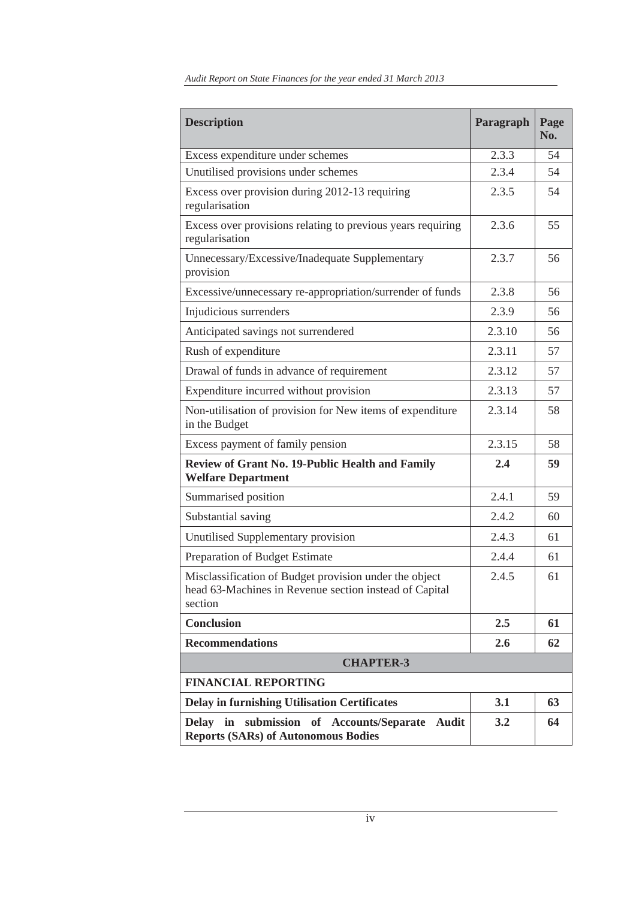| Description | Paragraph | Page No. |
|---|---|---|
| Excess expenditure under schemes | 2.3.3 | 54 |
| Unutilised provisions under schemes | 2.3.4 | 54 |
| Excess over provision during 2012-13 requiring regularisation | 2.3.5 | 54 |
| Excess over provisions relating to previous years requiring regularisation | 2.3.6 | 55 |
| Unnecessary/Excessive/Inadequate Supplementary provision | 2.3.7 | 56 |
| Excessive/unnecessary re-appropriation/surrender of funds | 2.3.8 | 56 |
| Injudicious surrenders | 2.3.9 | 56 |
| Anticipated savings not surrendered | 2.3.10 | 56 |
| Rush of expenditure | 2.3.11 | 57 |
| Drawal of funds in advance of requirement | 2.3.12 | 57 |
| Expenditure incurred without provision | 2.3.13 | 57 |
| Non-utilisation of provision for New items of expenditure in the Budget | 2.3.14 | 58 |
| Excess payment of family pension | 2.3.15 | 58 |
| **Review of Grant No. 19-Public Health and Family Welfare Department** | **2.4** | **59** |
| Summarised position | 2.4.1 | 59 |
| Substantial saving | 2.4.2 | 60 |
| Unutilised Supplementary provision | 2.4.3 | 61 |
| Preparation of Budget Estimate | 2.4.4 | 61 |
| Misclassification of Budget provision under the object head 63-Machines in Revenue section instead of Capital section | 2.4.5 | 61 |
| **Conclusion** | **2.5** | **61** |
| **Recommendations** | **2.6** | **62** |
| **CHAPTER-3** | | |
| **FINANCIAL REPORTING** | | |
| **Delay in furnishing Utilisation Certificates** | **3.1** | **63** |
| **Delay in submission of Accounts/Separate Audit Reports (SARs) of Autonomous Bodies** | **3.2** | **64** |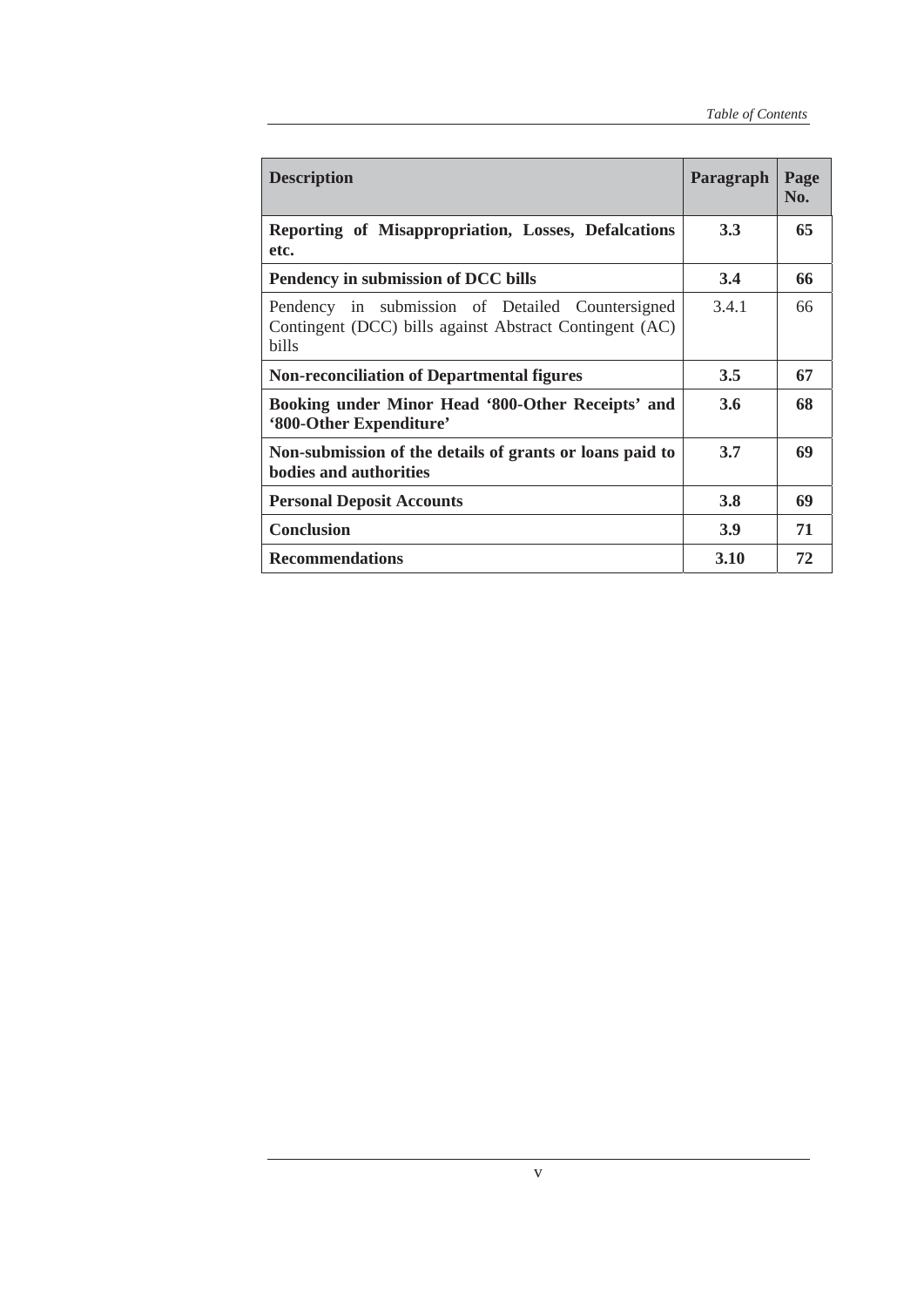| Description | Paragraph | Page No. |
|---|---|---|
| **Reporting of Misappropriation, Losses, Defalcations etc.** | **3.3** | **65** |
| **Pendency in submission of DCC bills** | **3.4** | **66** |
| Pendency in submission of Detailed Countersigned Contingent (DCC) bills against Abstract Contingent (AC) bills | 3.4.1 | 66 |
| **Non-reconciliation of Departmental figures** | **3.5** | **67** |
| **Booking under Minor Head '800-Other Receipts' and '800-Other Expenditure'** | **3.6** | **68** |
| **Non-submission of the details of grants or loans paid to bodies and authorities** | **3.7** | **69** |
| **Personal Deposit Accounts** | **3.8** | **69** |
| **Conclusion** | **3.9** | **71** |
| **Recommendations** | **3.10** | **72** |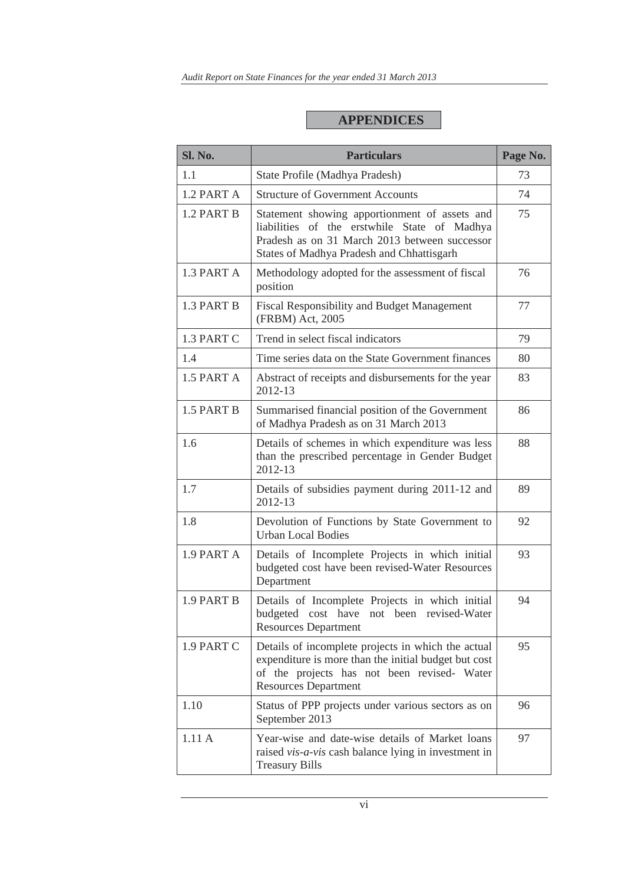# APPENDICES

| Sl. No. | Particulars | Page No. |
|---|---|---|
| 1.1 | State Profile (Madhya Pradesh) | 73 |
| 1.2 PART A | Structure of Government Accounts | 74 |
| 1.2 PART B | Statement showing apportionment of assets and liabilities of the erstwhile State of Madhya Pradesh as on 31 March 2013 between successor States of Madhya Pradesh and Chhattisgarh | 75 |
| 1.3 PART A | Methodology adopted for the assessment of fiscal position | 76 |
| 1.3 PART B | Fiscal Responsibility and Budget Management (FRBM) Act, 2005 | 77 |
| 1.3 PART C | Trend in select fiscal indicators | 79 |
| 1.4 | Time series data on the State Government finances | 80 |
| 1.5 PART A | Abstract of receipts and disbursements for the year 2012-13 | 83 |
| 1.5 PART B | Summarised financial position of the Government of Madhya Pradesh as on 31 March 2013 | 86 |
| 1.6 | Details of schemes in which expenditure was less than the prescribed percentage in Gender Budget 2012-13 | 88 |
| 1.7 | Details of subsidies payment during 2011-12 and 2012-13 | 89 |
| 1.8 | Devolution of Functions by State Government to Urban Local Bodies | 92 |
| 1.9 PART A | Details of Incomplete Projects in which initial budgeted cost have been revised-Water Resources Department | 93 |
| 1.9 PART B | Details of Incomplete Projects in which initial budgeted cost have not been revised-Water Resources Department | 94 |
| 1.9 PART C | Details of incomplete projects in which the actual expenditure is more than the initial budget but cost of the projects has not been revised- Water Resources Department | 95 |
| 1.10 | Status of PPP projects under various sectors as on September 2013 | 96 |
| 1.11 A | Year-wise and date-wise details of Market loans raised *vis-a-vis* cash balance lying in investment in Treasury Bills | 97 |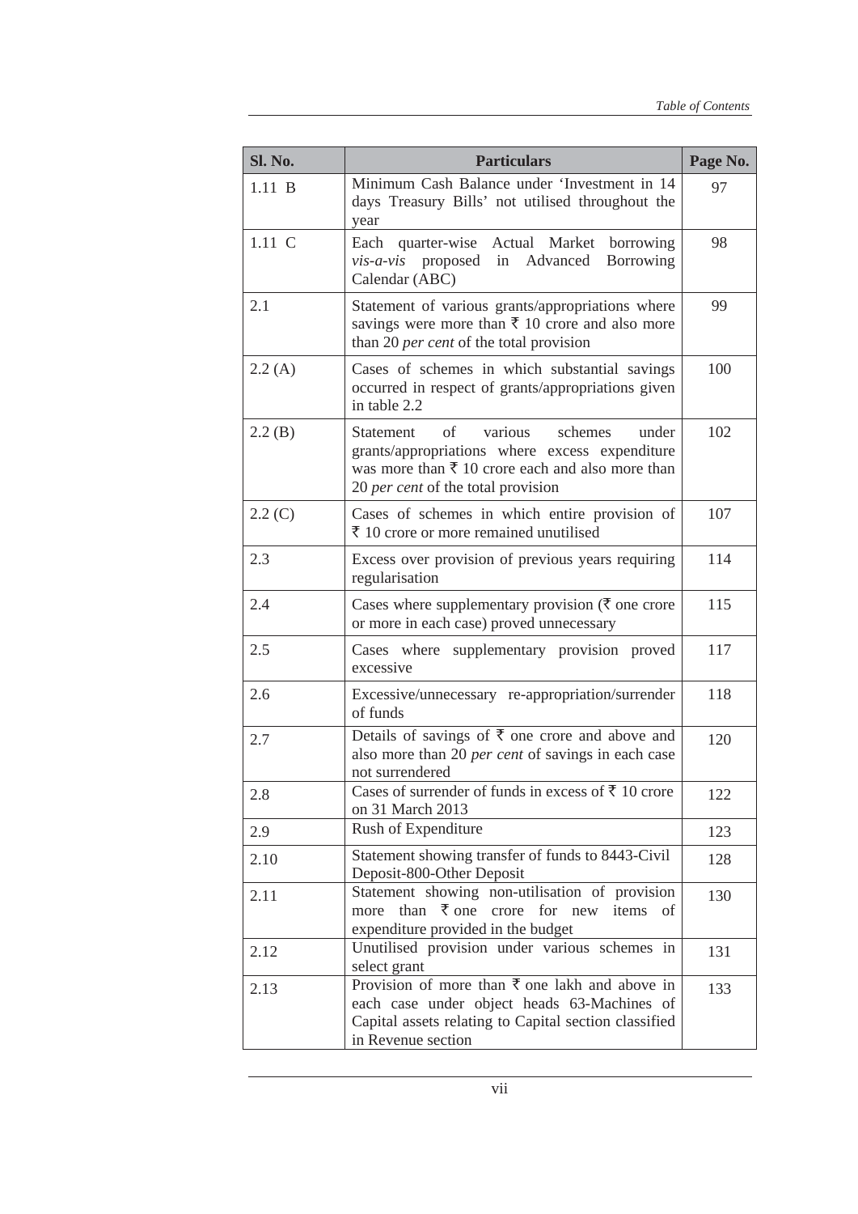| Sl. No. | Particulars | Page No. |
|---|---|---|
| 1.11 B | Minimum Cash Balance under 'Investment in 14 days Treasury Bills' not utilised throughout the year | 97 |
| 1.11 C | Each quarter-wise Actual Market borrowing *vis-a-vis* proposed in Advanced Borrowing Calendar (ABC) | 98 |
| 2.1 | Statement of various grants/appropriations where savings were more than ₹ 10 crore and also more than 20 *per cent* of the total provision | 99 |
| 2.2 (A) | Cases of schemes in which substantial savings occurred in respect of grants/appropriations given in table 2.2 | 100 |
| 2.2 (B) | Statement of various schemes under grants/appropriations where excess expenditure was more than ₹ 10 crore each and also more than 20 *per cent* of the total provision | 102 |
| 2.2 (C) | Cases of schemes in which entire provision of ₹ 10 crore or more remained unutilised | 107 |
| 2.3 | Excess over provision of previous years requiring regularisation | 114 |
| 2.4 | Cases where supplementary provision (₹ one crore or more in each case) proved unnecessary | 115 |
| 2.5 | Cases where supplementary provision proved excessive | 117 |
| 2.6 | Excessive/unnecessary re-appropriation/surrender of funds | 118 |
| 2.7 | Details of savings of ₹ one crore and above and also more than 20 *per cent* of savings in each case not surrendered | 120 |
| 2.8 | Cases of surrender of funds in excess of ₹ 10 crore on 31 March 2013 | 122 |
| 2.9 | Rush of Expenditure | 123 |
| 2.10 | Statement showing transfer of funds to 8443-Civil Deposit-800-Other Deposit | 128 |
| 2.11 | Statement showing non-utilisation of provision more than ₹ one crore for new items of expenditure provided in the budget | 130 |
| 2.12 | Unutilised provision under various schemes in select grant | 131 |
| 2.13 | Provision of more than ₹ one lakh and above in each case under object heads 63-Machines of Capital assets relating to Capital section classified in Revenue section | 133 |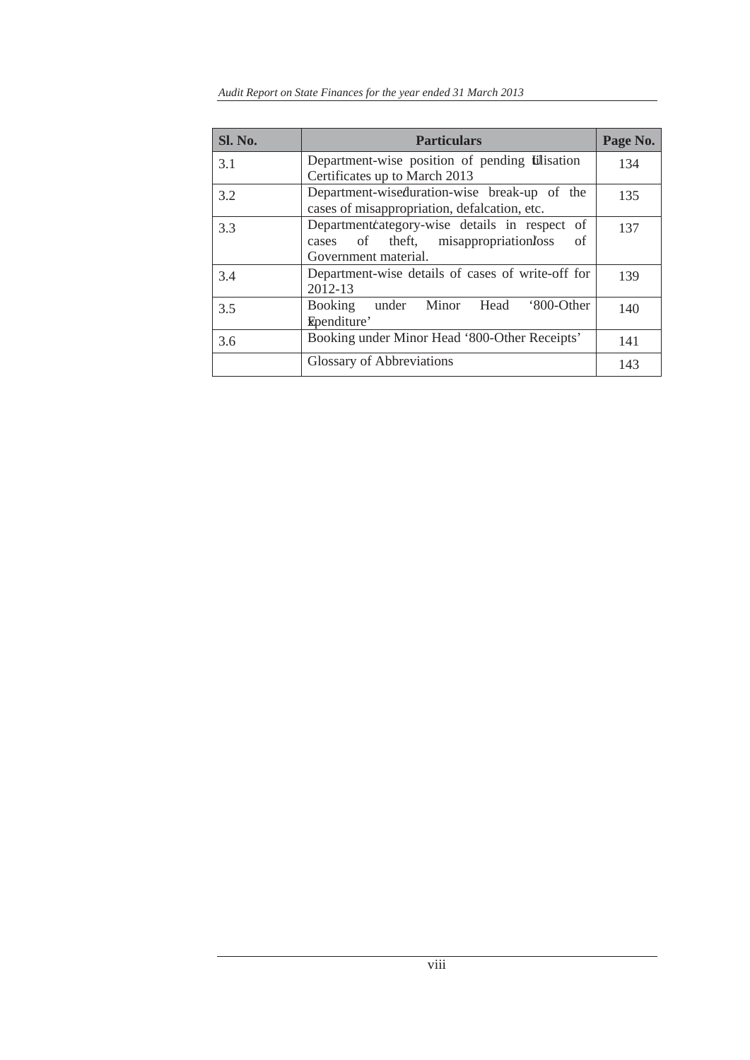| Sl. No. | Particulars | Page No. |
|---|---|---|
| 3.1 | Department-wise position of pending Utilisation Certificates up to March 2013 | 134 |
| 3.2 | Department-wise/duration-wise break-up of the cases of misappropriation, defalcation, etc. | 135 |
| 3.3 | Department/category-wise details in respect of cases of theft, misappropriation/loss of Government material. | 137 |
| 3.4 | Department-wise details of cases of write-off for 2012-13 | 139 |
| 3.5 | Booking under Minor Head '800-Other Expenditure' | 140 |
| 3.6 | Booking under Minor Head '800-Other Receipts' | 141 |
| | Glossary of Abbreviations | 143 |